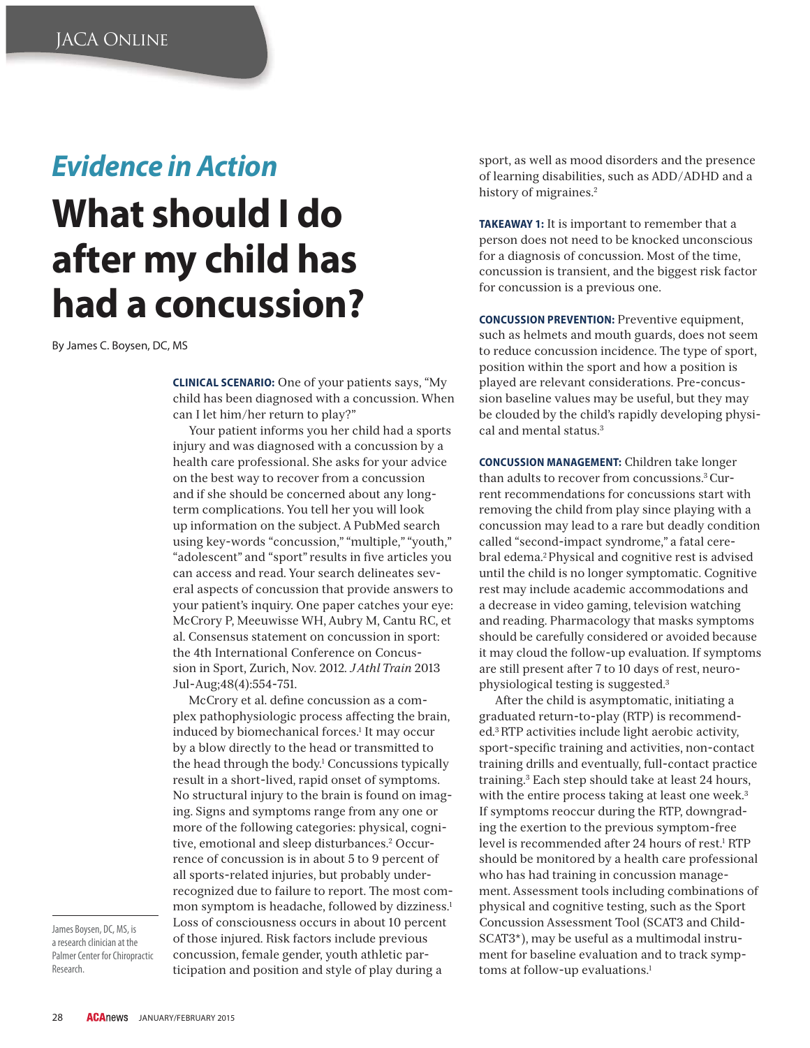# Evidence in Action

# What should I do after my child has had a concussion?

By James C. Boysen, DC, MS

James Boysen, DC, MS, is a research clinician at the Palmer Center for Chiropractic Research.

**CLINICAL SCENARIO:** One of your patients says, "My child has been diagnosed with a concussion. When can I let him/her return to play?"

Your patient informs you her child had a sports injury and was diagnosed with a concussion by a health care professional. She asks for your advice on the best way to recover from a concussion and if she should be concerned about any long-term complications. You tell her you will look up information on the subject. A PubMed search using key-words "concussion," "multiple," "youth," "adolescent" and "sport" results in five articles you can access and read. Your search delineates several aspects of concussion that provide answers to your patient's inquiry. One paper catches your eye: McCrory P, Meeuwisse WH, Aubry M, Cantu RC, et al. Consensus statement on concussion in sport: the 4th International Conference on Concussion in Sport, Zurich, Nov. 2012. *J Athl Train* 2013 Jul-Aug;48(4):554-751.

McCrory et al. define concussion as a complex pathophysiologic process affecting the brain, induced by biomechanical forces.[1] It may occur by a blow directly to the head or transmitted to the head through the body.[1] Concussions typically result in a short-lived, rapid onset of symptoms. No structural injury to the brain is found on imaging. Signs and symptoms range from any one or more of the following categories: physical, cognitive, emotional and sleep disturbances.[2] Occurrence of concussion is in about 5 to 9 percent of all sports-related injuries, but probably under-recognized due to failure to report. The most common symptom is headache, followed by dizziness.[1] Loss of consciousness occurs in about 10 percent of those injured. Risk factors include previous concussion, female gender, youth athletic participation and position and style of play during a sport, as well as mood disorders and the presence of learning disabilities, such as ADD/ADHD and a history of migraines.[2]

**TAKEAWAY 1:** It is important to remember that a person does not need to be knocked unconscious for a diagnosis of concussion. Most of the time, concussion is transient, and the biggest risk factor for concussion is a previous one.

**CONCUSSION PREVENTION:** Preventive equipment, such as helmets and mouth guards, does not seem to reduce concussion incidence. The type of sport, position within the sport and how a position is played are relevant considerations. Pre-concussion baseline values may be useful, but they may be clouded by the child's rapidly developing physical and mental status.[3]

**CONCUSSION MANAGEMENT:** Children take longer than adults to recover from concussions.[3] Current recommendations for concussions start with removing the child from play since playing with a concussion may lead to a rare but deadly condition called "second-impact syndrome," a fatal cerebral edema.[2] Physical and cognitive rest is advised until the child is no longer symptomatic. Cognitive rest may include academic accommodations and a decrease in video gaming, television watching and reading. Pharmacology that masks symptoms should be carefully considered or avoided because it may cloud the follow-up evaluation. If symptoms are still present after 7 to 10 days of rest, neuro-physiological testing is suggested.[3]

After the child is asymptomatic, initiating a graduated return-to-play (RTP) is recommended.[3] RTP activities include light aerobic activity, sport-specific training and activities, non-contact training drills and eventually, full-contact practice training.[3] Each step should take at least 24 hours, with the entire process taking at least one week.[3] If symptoms reoccur during the RTP, downgrading the exertion to the previous symptom-free level is recommended after 24 hours of rest.[1] RTP should be monitored by a health care professional who has had training in concussion management. Assessment tools including combinations of physical and cognitive testing, such as the Sport Concussion Assessment Tool (SCAT3 and Child-SCAT3*), may be useful as a multimodal instrument for baseline evaluation and to track symptoms at follow-up evaluations.[1]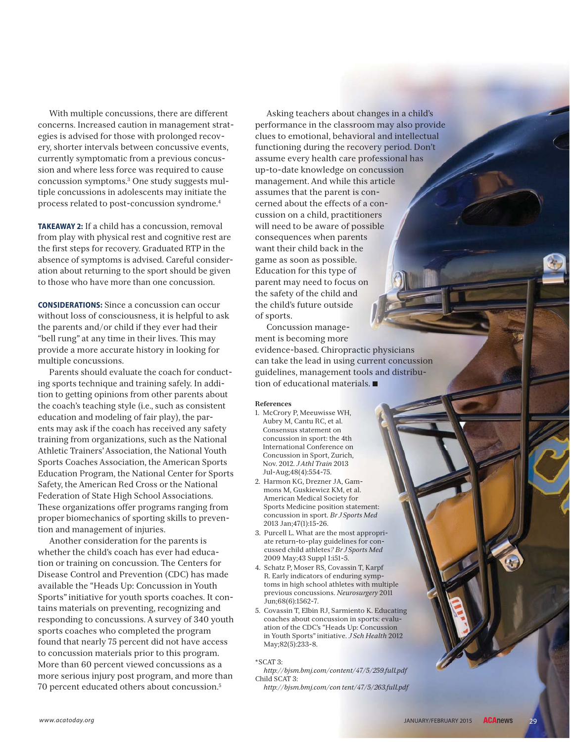With multiple concussions, there are different concerns. Increased caution in management strategies is advised for those with prolonged recovery, shorter intervals between concussive events, currently symptomatic from a previous concussion and where less force was required to cause concussion symptoms.[3] One study suggests multiple concussions in adolescents may initiate the process related to post-concussion syndrome.[4]

**TAKEAWAY 2:** If a child has a concussion, removal from play with physical rest and cognitive rest are the first steps for recovery. Graduated RTP in the absence of symptoms is advised. Careful consideration about returning to the sport should be given to those who have more than one concussion.

**CONSIDERATIONS:** Since a concussion can occur without loss of consciousness, it is helpful to ask the parents and/or child if they ever had their "bell rung" at any time in their lives. This may provide a more accurate history in looking for multiple concussions.

Parents should evaluate the coach for conducting sports technique and training safely. In addition to getting opinions from other parents about the coach's teaching style (i.e., such as consistent education and modeling of fair play), the parents may ask if the coach has received any safety training from organizations, such as the National Athletic Trainers' Association, the National Youth Sports Coaches Association, the American Sports Education Program, the National Center for Sports Safety, the American Red Cross or the National Federation of State High School Associations. These organizations offer programs ranging from proper biomechanics of sporting skills to prevention and management of injuries.

Another consideration for the parents is whether the child's coach has ever had education or training on concussion. The Centers for Disease Control and Prevention (CDC) has made available the "Heads Up: Concussion in Youth Sports" initiative for youth sports coaches. It contains materials on preventing, recognizing and responding to concussions. A survey of 340 youth sports coaches who completed the program found that nearly 75 percent did not have access to concussion materials prior to this program. More than 60 percent viewed concussions as a more serious injury post program, and more than 70 percent educated others about concussion.[5]

Asking teachers about changes in a child's performance in the classroom may also provide clues to emotional, behavioral and intellectual functioning during the recovery period. Don't assume every health care professional has up-to-date knowledge on concussion management. And while this article assumes that the parent is concerned about the effects of a concussion on a child, practitioners will need to be aware of possible consequences when parents want their child back in the game as soon as possible. Education for this type of parent may need to focus on the safety of the child and the child's future outside of sports.

Concussion management is becoming more evidence-based. Chiropractic physicians can take the lead in using current concussion guidelines, management tools and distribution of educational materials. ■

**References**

1. McCrory P, Meeuwisse WH, Aubry M, Cantu RC, et al. Consensus statement on concussion in sport: the 4th International Conference on Concussion in Sport, Zurich, Nov. 2012. *J Athl Train* 2013 Jul-Aug;48(4):554-75.
2. Harmon KG, Drezner JA, Gammons M, Guskiewicz KM, et al. American Medical Society for Sports Medicine position statement: concussion in sport. *Br J Sports Med* 2013 Jan;47(1):15-26.
3. Purcell L. What are the most appropriate return-to-play guidelines for concussed child athletes? *Br J Sports Med* 2009 May;43 Suppl 1:i51-5.
4. Schatz P, Moser RS, Covassin T, Karpf R. Early indicators of enduring symptoms in high school athletes with multiple previous concussions. *Neurosurgery* 2011 Jun;68(6):1562-7.
5. Covassin T, Elbin RJ, Sarmiento K. Educating coaches about concussion in sports: evaluation of the CDC's "Heads Up: Concussion in Youth Sports" initiative. *J Sch Health* 2012 May;82(5):233-8.

*SCAT 3:
*http://bjsm.bmj.com/content/47/5/259.full.pdf*
Child SCAT 3:
*http://bjsm.bmj.com/con tent/47/5/263.full.pdf*